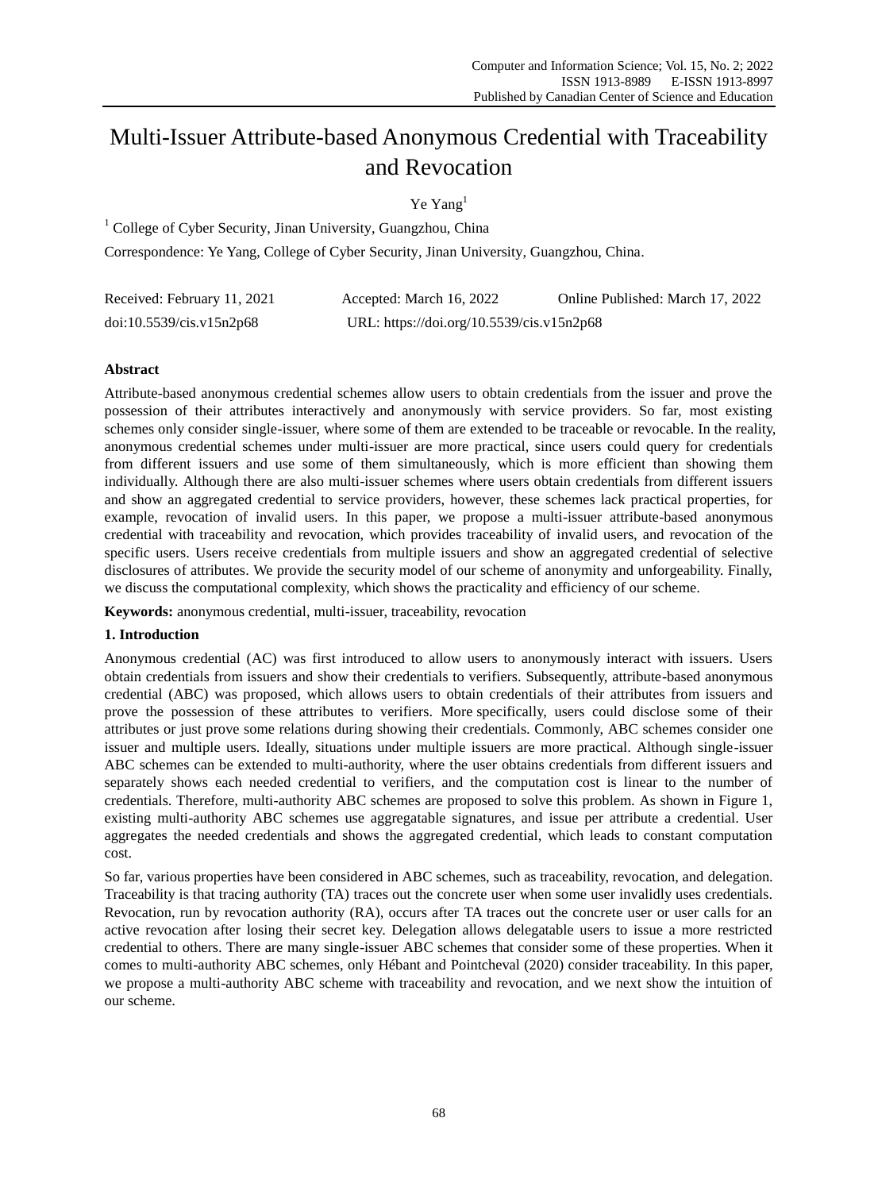# Multi-Issuer Attribute-based Anonymous Credential with Traceability and Revocation

Ye Yang[1]

[1] College of Cyber Security, Jinan University, Guangzhou, China

Correspondence: Ye Yang, College of Cyber Security, Jinan University, Guangzhou, China.

Received: February 11, 2021 Accepted: March 16, 2022 Online Published: March 17, 2022

doi:10.5539/cis.v15n2p68 URL: https://doi.org/10.5539/cis.v15n2p68

## Abstract

Attribute-based anonymous credential schemes allow users to obtain credentials from the issuer and prove the possession of their attributes interactively and anonymously with service providers. So far, most existing schemes only consider single-issuer, where some of them are extended to be traceable or revocable. In the reality, anonymous credential schemes under multi-issuer are more practical, since users could query for credentials from different issuers and use some of them simultaneously, which is more efficient than showing them individually. Although there are also multi-issuer schemes where users obtain credentials from different issuers and show an aggregated credential to service providers, however, these schemes lack practical properties, for example, revocation of invalid users. In this paper, we propose a multi-issuer attribute-based anonymous credential with traceability and revocation, which provides traceability of invalid users, and revocation of the specific users. Users receive credentials from multiple issuers and show an aggregated credential of selective disclosures of attributes. We provide the security model of our scheme of anonymity and unforgeability. Finally, we discuss the computational complexity, which shows the practicality and efficiency of our scheme.

**Keywords:** anonymous credential, multi-issuer, traceability, revocation

## 1. Introduction

Anonymous credential (AC) was first introduced to allow users to anonymously interact with issuers. Users obtain credentials from issuers and show their credentials to verifiers. Subsequently, attribute-based anonymous credential (ABC) was proposed, which allows users to obtain credentials of their attributes from issuers and prove the possession of these attributes to verifiers. More specifically, users could disclose some of their attributes or just prove some relations during showing their credentials. Commonly, ABC schemes consider one issuer and multiple users. Ideally, situations under multiple issuers are more practical. Although single-issuer ABC schemes can be extended to multi-authority, where the user obtains credentials from different issuers and separately shows each needed credential to verifiers, and the computation cost is linear to the number of credentials. Therefore, multi-authority ABC schemes are proposed to solve this problem. As shown in Figure 1, existing multi-authority ABC schemes use aggregatable signatures, and issue per attribute a credential. User aggregates the needed credentials and shows the aggregated credential, which leads to constant computation cost.

So far, various properties have been considered in ABC schemes, such as traceability, revocation, and delegation. Traceability is that tracing authority (TA) traces out the concrete user when some user invalidly uses credentials. Revocation, run by revocation authority (RA), occurs after TA traces out the concrete user or user calls for an active revocation after losing their secret key. Delegation allows delegatable users to issue a more restricted credential to others. There are many single-issuer ABC schemes that consider some of these properties. When it comes to multi-authority ABC schemes, only Hébant and Pointcheval (2020) consider traceability. In this paper, we propose a multi-authority ABC scheme with traceability and revocation, and we next show the intuition of our scheme.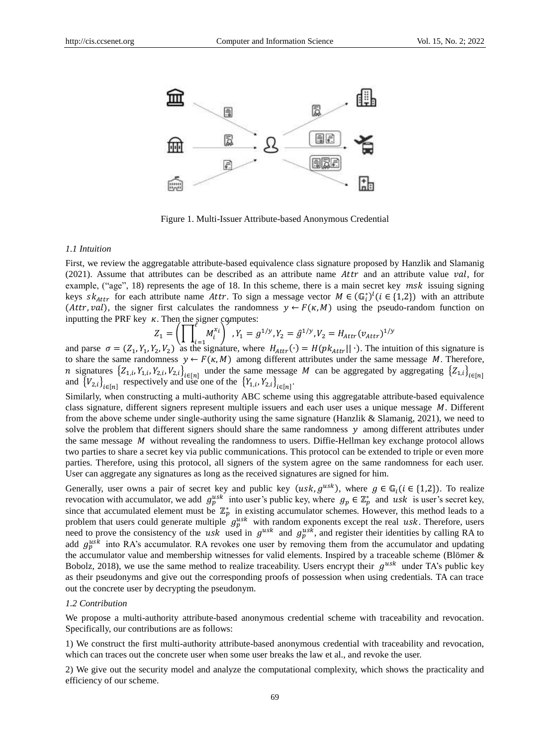Figure 1. Multi-Issuer Attribute-based Anonymous Credential

### 1.1 Intuition

First, we review the aggregatable attribute-based equivalence class signature proposed by Hanzlik and Slamanig (2021). Assume that attributes can be described as an attribute name $Attr$ and an attribute value $val$, for example, ("age", 18) represents the age of 18. In this scheme, there is a main secret key $msk$ issuing signing keys $sk_{Attr}$ for each attribute name $Attr$. To sign a message vector $M \in (\mathbb{G}_i^*)^l (i \in \{1,2\})$ with an attribute $(Attr, val)$, the signer first calculates the randomness $y \leftarrow F(\kappa, M)$ using the pseudo-random function on inputting the PRF key $\kappa$. Then the signer computes:

$$Z_1 = \left(\prod_{i=1}^{\ell} M_i^{x_i}\right)^y, Y_1 = g^{1/y}, Y_2 = \hat{g}^{1/y}, V_2 = H_{Attr}(v_{Attr})^{1/y}$$

and parse $\sigma = (Z_1, Y_1, Y_2, V_2)$ as the signature, where $H_{Attr}(\cdot) = H(pk_{Attr}||\cdot)$. The intuition of this signature is to share the same randomness $y \leftarrow F(\kappa, M)$ among different attributes under the same message $M$. Therefore, $n$ signatures $\{Z_{1,i}, Y_{1,i}, Y_{2,i}, V_{2,i}\}_{i\in[n]}$ under the same message $M$ can be aggregated by aggregating $\{Z_{1,i}\}_{i\in[n]}$ and $\{V_{2,i}\}_{i\in[n]}$ respectively and use one of the $\{Y_{1,i}, Y_{2,i}\}_{i\in[n]}$.

Similarly, when constructing a multi-authority ABC scheme using this aggregatable attribute-based equivalence class signature, different signers represent multiple issuers and each user uses a unique message $M$. Different from the above scheme under single-authority using the same signature (Hanzlik & Slamanig, 2021), we need to solve the problem that different signers should share the same randomness $y$ among different attributes under the same message $M$ without revealing the randomness to users. Diffie-Hellman key exchange protocol allows two parties to share a secret key via public communications. This protocol can be extended to triple or even more parties. Therefore, using this protocol, all signers of the system agree on the same randomness for each user. User can aggregate any signatures as long as the received signatures are signed for him.

Generally, user owns a pair of secret key and public key $(usk, g^{usk})$, where $g \in \mathbb{G}_i (i \in \{1,2\})$. To realize revocation with accumulator, we add $g_p^{usk}$ into user's public key, where $g_p \in \mathbb{Z}_p^*$ and $usk$ is user's secret key, since that accumulated element must be $\mathbb{Z}_p^*$ in existing accumulator schemes. However, this method leads to a problem that users could generate multiple $g_p^{usk}$ with random exponents except the real $usk$. Therefore, users need to prove the consistency of the $usk$ used in $g^{usk}$ and $g_p^{usk}$, and register their identities by calling RA to add $g_p^{usk}$ into RA's accumulator. RA revokes one user by removing them from the accumulator and updating the accumulator value and membership witnesses for valid elements. Inspired by a traceable scheme (Blömer & Bobolz, 2018), we use the same method to realize traceability. Users encrypt their $g^{usk}$ under TA's public key as their pseudonyms and give out the corresponding proofs of possession when using credentials. TA can trace out the concrete user by decrypting the pseudonym.

### 1.2 Contribution

We propose a multi-authority attribute-based anonymous credential scheme with traceability and revocation. Specifically, our contributions are as follows:

1) We construct the first multi-authority attribute-based anonymous credential with traceability and revocation, which can traces out the concrete user when some user breaks the law et al., and revoke the user.

2) We give out the security model and analyze the computational complexity, which shows the practicality and efficiency of our scheme.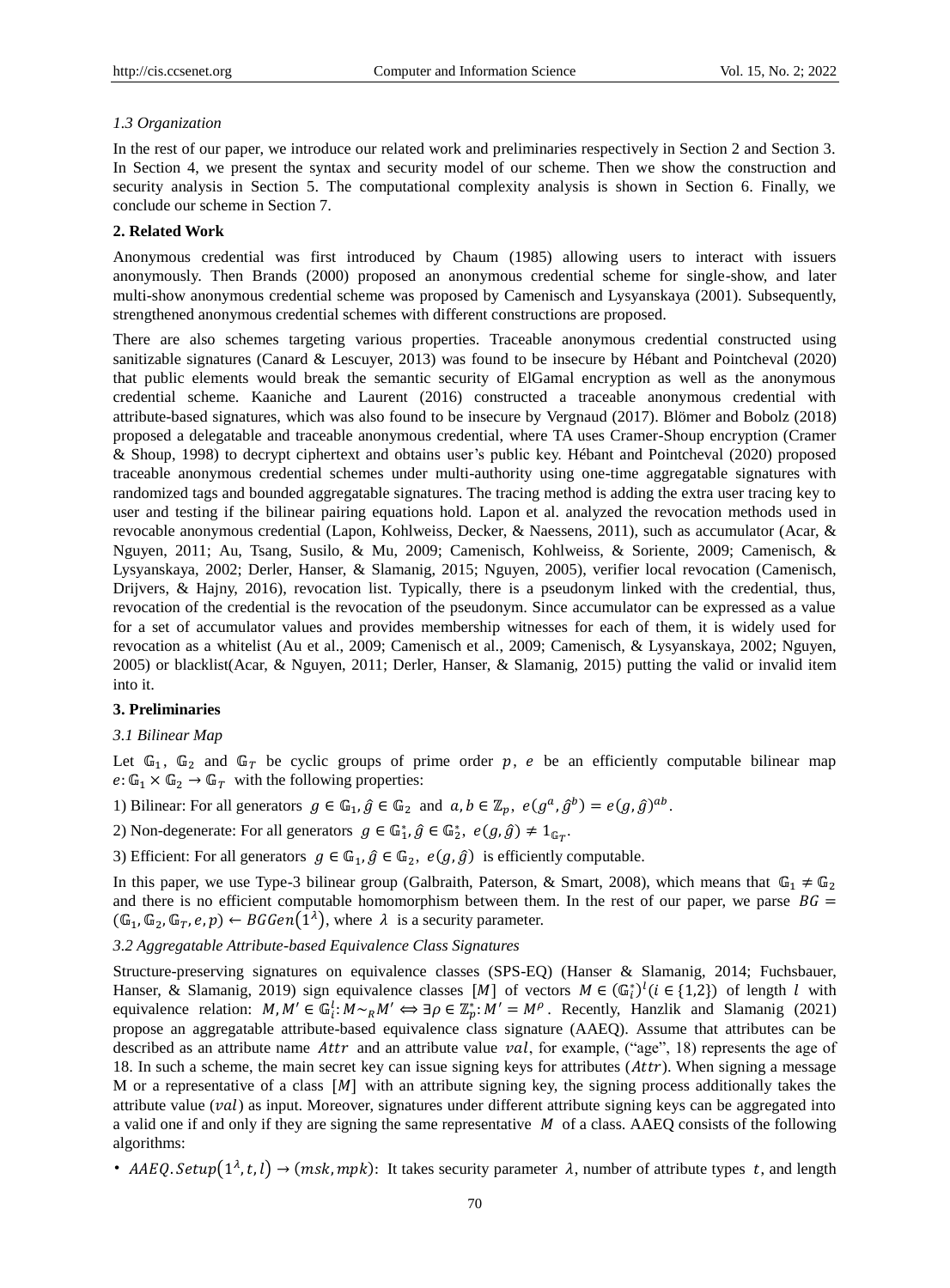### *1.3 Organization*

In the rest of our paper, we introduce our related work and preliminaries respectively in Section 2 and Section 3. In Section 4, we present the syntax and security model of our scheme. Then we show the construction and security analysis in Section 5. The computational complexity analysis is shown in Section 6. Finally, we conclude our scheme in Section 7.

## **2. Related Work**

Anonymous credential was first introduced by Chaum (1985) allowing users to interact with issuers anonymously. Then Brands (2000) proposed an anonymous credential scheme for single-show, and later multi-show anonymous credential scheme was proposed by Camenisch and Lysyanskaya (2001). Subsequently, strengthened anonymous credential schemes with different constructions are proposed.

There are also schemes targeting various properties. Traceable anonymous credential constructed using sanitizable signatures (Canard & Lescuyer, 2013) was found to be insecure by Hébant and Pointcheval (2020) that public elements would break the semantic security of ElGamal encryption as well as the anonymous credential scheme. Kaaniche and Laurent (2016) constructed a traceable anonymous credential with attribute-based signatures, which was also found to be insecure by Vergnaud (2017). Blömer and Bobolz (2018) proposed a delegatable and traceable anonymous credential, where TA uses Cramer-Shoup encryption (Cramer & Shoup, 1998) to decrypt ciphertext and obtains user's public key. Hébant and Pointcheval (2020) proposed traceable anonymous credential schemes under multi-authority using one-time aggregatable signatures with randomized tags and bounded aggregatable signatures. The tracing method is adding the extra user tracing key to user and testing if the bilinear pairing equations hold. Lapon et al. analyzed the revocation methods used in revocable anonymous credential (Lapon, Kohlweiss, Decker, & Naessens, 2011), such as accumulator (Acar, & Nguyen, 2011; Au, Tsang, Susilo, & Mu, 2009; Camenisch, Kohlweiss, & Soriente, 2009; Camenisch, & Lysyanskaya, 2002; Derler, Hanser, & Slamanig, 2015; Nguyen, 2005), verifier local revocation (Camenisch, Drijvers, & Hajny, 2016), revocation list. Typically, there is a pseudonym linked with the credential, thus, revocation of the credential is the revocation of the pseudonym. Since accumulator can be expressed as a value for a set of accumulator values and provides membership witnesses for each of them, it is widely used for revocation as a whitelist (Au et al., 2009; Camenisch et al., 2009; Camenisch, & Lysyanskaya, 2002; Nguyen, 2005) or blacklist(Acar, & Nguyen, 2011; Derler, Hanser, & Slamanig, 2015) putting the valid or invalid item into it.

## **3. Preliminaries**

### *3.1 Bilinear Map*

Let $\mathbb{G}_1$, $\mathbb{G}_2$ and $\mathbb{G}_T$ be cyclic groups of prime order $p$, $e$ be an efficiently computable bilinear map $e: \mathbb{G}_1 \times \mathbb{G}_2 \rightarrow \mathbb{G}_T$ with the following properties:

1) Bilinear: For all generators $g \in \mathbb{G}_1, \hat{g} \in \mathbb{G}_2$ and $a, b \in \mathbb{Z}_p$, $e(g^a, \hat{g}^b) = e(g, \hat{g})^{ab}$.

2) Non-degenerate: For all generators $g \in \mathbb{G}_1^*, \hat{g} \in \mathbb{G}_2^*$, $e(g, \hat{g}) \neq 1_{\mathbb{G}_T}$.

3) Efficient: For all generators $g \in \mathbb{G}_1, \hat{g} \in \mathbb{G}_2$, $e(g, \hat{g})$ is efficiently computable.

In this paper, we use Type-3 bilinear group (Galbraith, Paterson, & Smart, 2008), which means that $\mathbb{G}_1 \neq \mathbb{G}_2$ and there is no efficient computable homomorphism between them. In the rest of our paper, we parse $BG = (\mathbb{G}_1, \mathbb{G}_2, \mathbb{G}_T, e, p) \leftarrow BGGen(1^\lambda)$, where $\lambda$ is a security parameter.

### *3.2 Aggregatable Attribute-based Equivalence Class Signatures*

Structure-preserving signatures on equivalence classes (SPS-EQ) (Hanser & Slamanig, 2014; Fuchsbauer, Hanser, & Slamanig, 2019) sign equivalence classes $[M]$ of vectors $M \in (\mathbb{G}_i^*)^l (i \in \{1,2\})$ of length $l$ with equivalence relation: $M, M' \in \mathbb{G}_i^l: M \sim_R M' \Leftrightarrow \exists \rho \in \mathbb{Z}_p^*: M' = M^\rho$. Recently, Hanzlik and Slamanig (2021) propose an aggregatable attribute-based equivalence class signature (AAEQ). Assume that attributes can be described as an attribute name $Attr$ and an attribute value $val$, for example, ("age", 18) represents the age of 18. In such a scheme, the main secret key can issue signing keys for attributes ($Attr$). When signing a message M or a representative of a class $[M]$ with an attribute signing key, the signing process additionally takes the attribute value ($val$) as input. Moreover, signatures under different attribute signing keys can be aggregated into a valid one if and only if they are signing the same representative $M$ of a class. AAEQ consists of the following algorithms:

- $AAEQ.Setup(1^\lambda, t, l) \rightarrow (msk, mpk)$: It takes security parameter $\lambda$, number of attribute types $t$, and length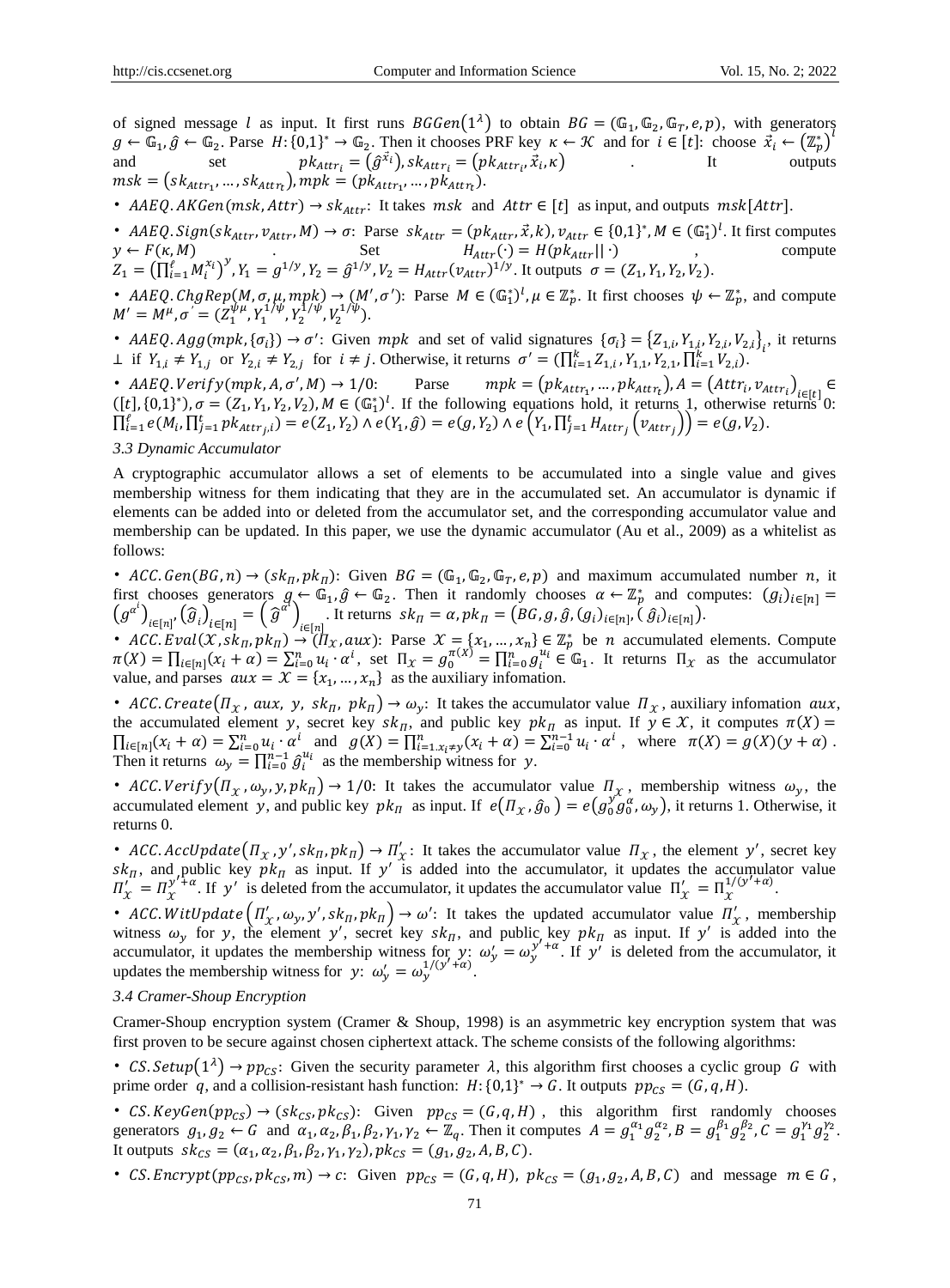of signed message $l$ as input. It first runs $BGGen(1^\lambda)$ to obtain $BG = (\mathbb{G}_1, \mathbb{G}_2, \mathbb{G}_T, e, p)$, with generators $g \leftarrow \mathbb{G}_1, \hat{g} \leftarrow \mathbb{G}_2$. Parse $H: \{0,1\}^* \rightarrow \mathbb{G}_2$. Then it chooses PRF key $\kappa \leftarrow \mathcal{K}$ and for $i \in [t]$: choose $\vec{x}_i \leftarrow (\mathbb{Z}_p^*)^l$ and set $pk_{Attr_i} = (\hat{g}^{\vec{x}_i}), sk_{Attr_i} = (pk_{Attr_i}, \vec{x}_i, \kappa)$. It outputs $msk = (sk_{Attr_1}, \ldots, sk_{Attr_t}), mpk = (pk_{Attr_1}, \ldots, pk_{Attr_t})$.

- $AAEQ.AKGen(msk, Attr) \rightarrow sk_{Attr}$: It takes $msk$ and $Attr \in [t]$ as input, and outputs $msk[Attr]$.
- $AAEQ.Sign(sk_{Attr}, v_{Attr}, M) \rightarrow \sigma$: Parse $sk_{Attr} = (pk_{Attr}, \vec{x}, k), v_{Attr} \in \{0,1\}^*, M \in (\mathbb{G}_1^*)^l$. It first computes $y \leftarrow F(\kappa, M)$. Set $H_{Attr}(\cdot) = H(pk_{Attr} || \cdot)$, compute $Z_1 = \left(\prod_{i=1}^{\ell} M_i^{x_i}\right)^y, Y_1 = g^{1/y}, Y_2 = \hat{g}^{1/y}, V_2 = H_{Attr}(v_{Attr})^{1/y}$. It outputs $\sigma = (Z_1, Y_1, Y_2, V_2)$.
- $AAEQ.ChgRep(M, \sigma, \mu, mpk) \rightarrow (M', \sigma')$: Parse $M \in (\mathbb{G}_1^*)^l, \mu \in \mathbb{Z}_p^*$. It first chooses $\psi \leftarrow \mathbb{Z}_p^*$, and compute $M' = M^\mu, \sigma' = (Z_1^{\psi\mu}, Y_1^{1/\psi}, Y_2^{1/\psi}, V_2^{1/\psi})$.
- $AAEQ.Agg(mpk, \{\sigma_i\}) \rightarrow \sigma'$: Given $mpk$ and set of valid signatures $\{\sigma_i\} = \{Z_{1,i}, Y_{1,i}, Y_{2,i}, V_{2,i}\}_i$, it returns $\perp$ if $Y_{1,i} \neq Y_{1,j}$ or $Y_{2,i} \neq Y_{2,j}$ for $i \neq j$. Otherwise, it returns $\sigma' = (\prod_{i=1}^{k} Z_{1,i}, Y_{1,1}, Y_{2,1}, \prod_{i=1}^{k} V_{2,i})$.
- $AAEQ.Verify(mpk, A, \sigma', M) \rightarrow 1/0$: Parse $mpk = (pk_{Attr_1}, \ldots, pk_{Attr_t}), A = (Attr_i, v_{Attr_i})_{i \in [t]} \in ([t], \{0,1\}^*), \sigma = (Z_1, Y_1, Y_2, V_2), M \in (\mathbb{G}_1^*)^l$. If the following equations hold, it returns 1, otherwise returns 0: $\prod_{i=1}^{\ell} e(M_i, \prod_{j=1}^{t} pk_{Attr_{j},i}) = e(Z_1, Y_2) \wedge e(Y_1, \hat{g}) = e(g, Y_2) \wedge e\left(Y_1, \prod_{j=1}^{t} H_{Attr_j}\left(v_{Attr_j}\right)\right) = e(g, V_2)$.

### 3.3 Dynamic Accumulator

A cryptographic accumulator allows a set of elements to be accumulated into a single value and gives membership witness for them indicating that they are in the accumulated set. An accumulator is dynamic if elements can be added into or deleted from the accumulator set, and the corresponding accumulator value and membership can be updated. In this paper, we use the dynamic accumulator (Au et al., 2009) as a whitelist as follows:

- $ACC.Gen(BG, n) \rightarrow (sk_\Pi, pk_\Pi)$: Given $BG = (\mathbb{G}_1, \mathbb{G}_2, \mathbb{G}_T, e, p)$ and maximum accumulated number $n$, it first chooses generators $g \leftarrow \mathbb{G}_1, \hat{g} \leftarrow \mathbb{G}_2$. Then it randomly chooses $\alpha \leftarrow \mathbb{Z}_p^*$ and computes: $(g_i)_{i \in [n]} = \left(g^{\alpha^i}\right)_{i \in [n]}, \left(\hat{g}_i\right)_{i \in [n]} = \left(\hat{g}^{\alpha^i}\right)_{i \in [n]}$. It returns $sk_\Pi = \alpha, pk_\Pi = \left(BG, g, \hat{g}, (g_i)_{i \in [n]}, (\hat{g}_i)_{i \in [n]}\right)$.
- $ACC.Eval(\mathcal{X}, sk_\Pi, pk_\Pi) \rightarrow (\Pi_\mathcal{X}, aux)$: Parse $\mathcal{X} = \{x_1, \ldots, x_n\} \in \mathbb{Z}_p^*$ be $n$ accumulated elements. Compute $\pi(X) = \prod_{i \in [n]}(x_i + \alpha) = \sum_{i=0}^{n} u_i \cdot \alpha^i$, set $\Pi_\mathcal{X} = g_0^{\pi(X)} = \prod_{i=0}^{n} g_i^{u_i} \in \mathbb{G}_1$. It returns $\Pi_\mathcal{X}$ as the accumulator value, and parses $aux = \mathcal{X} = \{x_1, \ldots, x_n\}$ as the auxiliary infomation.
- $ACC.Create(\Pi_\mathcal{X}, aux, y, sk_\Pi, pk_\Pi) \rightarrow \omega_y$: It takes the accumulator value $\Pi_\mathcal{X}$, auxiliary infomation $aux$, the accumulated element $y$, secret key $sk_\Pi$, and public key $pk_\Pi$ as input. If $y \in \mathcal{X}$, it computes $\pi(X) = \prod_{i \in [n]}(x_i + \alpha) = \sum_{i=0}^{n} u_i \cdot \alpha^i$ and $g(X) = \prod_{i=1, x_i \neq y}^{n}(x_i + \alpha) = \sum_{i=0}^{n-1} u_i \cdot \alpha^i$, where $\pi(X) = g(X)(y + \alpha)$. Then it returns $\omega_y = \prod_{i=0}^{n-1} \hat{g}_i^{u_i}$ as the membership witness for $y$.
- $ACC.Verify(\Pi_\mathcal{X}, \omega_y, y, pk_\Pi) \rightarrow 1/0$: It takes the accumulator value $\Pi_\mathcal{X}$, membership witness $\omega_y$, the accumulated element $y$, and public key $pk_\Pi$ as input. If $e(\Pi_\mathcal{X}, \hat{g}_0) = e(g_0^y g_0^\alpha, \omega_y)$, it returns 1. Otherwise, it returns 0.
- $ACC.AccUpdate(\Pi_\mathcal{X}, y', sk_\Pi, pk_\Pi) \rightarrow \Pi'_\mathcal{X}$: It takes the accumulator value $\Pi_\mathcal{X}$, the element $y'$, secret key $sk_\Pi$, and public key $pk_\Pi$ as input. If $y'$ is added into the accumulator, it updates the accumulator value $\Pi'_\mathcal{X} = \Pi_\mathcal{X}^{y'+\alpha}$. If $y'$ is deleted from the accumulator, it updates the accumulator value $\Pi'_\mathcal{X} = \Pi_\mathcal{X}^{1/(y'+\alpha)}$.
- $ACC.WitUpdate(\Pi'_\mathcal{X}, \omega_y, y', sk_\Pi, pk_\Pi) \rightarrow \omega'$: It takes the updated accumulator value $\Pi'_\mathcal{X}$, membership witness $\omega_y$ for $y$, the element $y'$, secret key $sk_\Pi$, and public key $pk_\Pi$ as input. If $y'$ is added into the accumulator, it updates the membership witness for $y$: $\omega'_y = \omega_y^{y'+\alpha}$. If $y'$ is deleted from the accumulator, it updates the membership witness for $y$: $\omega'_y = \omega_y^{1/(y'+\alpha)}$.

### 3.4 Cramer-Shoup Encryption

Cramer-Shoup encryption system (Cramer & Shoup, 1998) is an asymmetric key encryption system that was first proven to be secure against chosen ciphertext attack. The scheme consists of the following algorithms:

- $CS.Setup(1^\lambda) \rightarrow pp_{CS}$: Given the security parameter $\lambda$, this algorithm first chooses a cyclic group $G$ with prime order $q$, and a collision-resistant hash function: $H: \{0,1\}^* \rightarrow G$. It outputs $pp_{CS} = (G, q, H)$.
- $CS.KeyGen(pp_{CS}) \rightarrow (sk_{CS}, pk_{CS})$: Given $pp_{CS} = (G, q, H)$, this algorithm first randomly chooses generators $g_1, g_2 \leftarrow G$ and $\alpha_1, \alpha_2, \beta_1, \beta_2, \gamma_1, \gamma_2 \leftarrow \mathbb{Z}_q$. Then it computes $A = g_1^{\alpha_1} g_2^{\alpha_2}, B = g_1^{\beta_1} g_2^{\beta_2}, C = g_1^{\gamma_1} g_2^{\gamma_2}$. It outputs $sk_{CS} = (\alpha_1, \alpha_2, \beta_1, \beta_2, \gamma_1, \gamma_2), pk_{CS} = (g_1, g_2, A, B, C)$.
- $CS.Encrypt(pp_{CS}, pk_{CS}, m) \rightarrow c$: Given $pp_{CS} = (G, q, H)$, $pk_{CS} = (g_1, g_2, A, B, C)$ and message $m \in G$,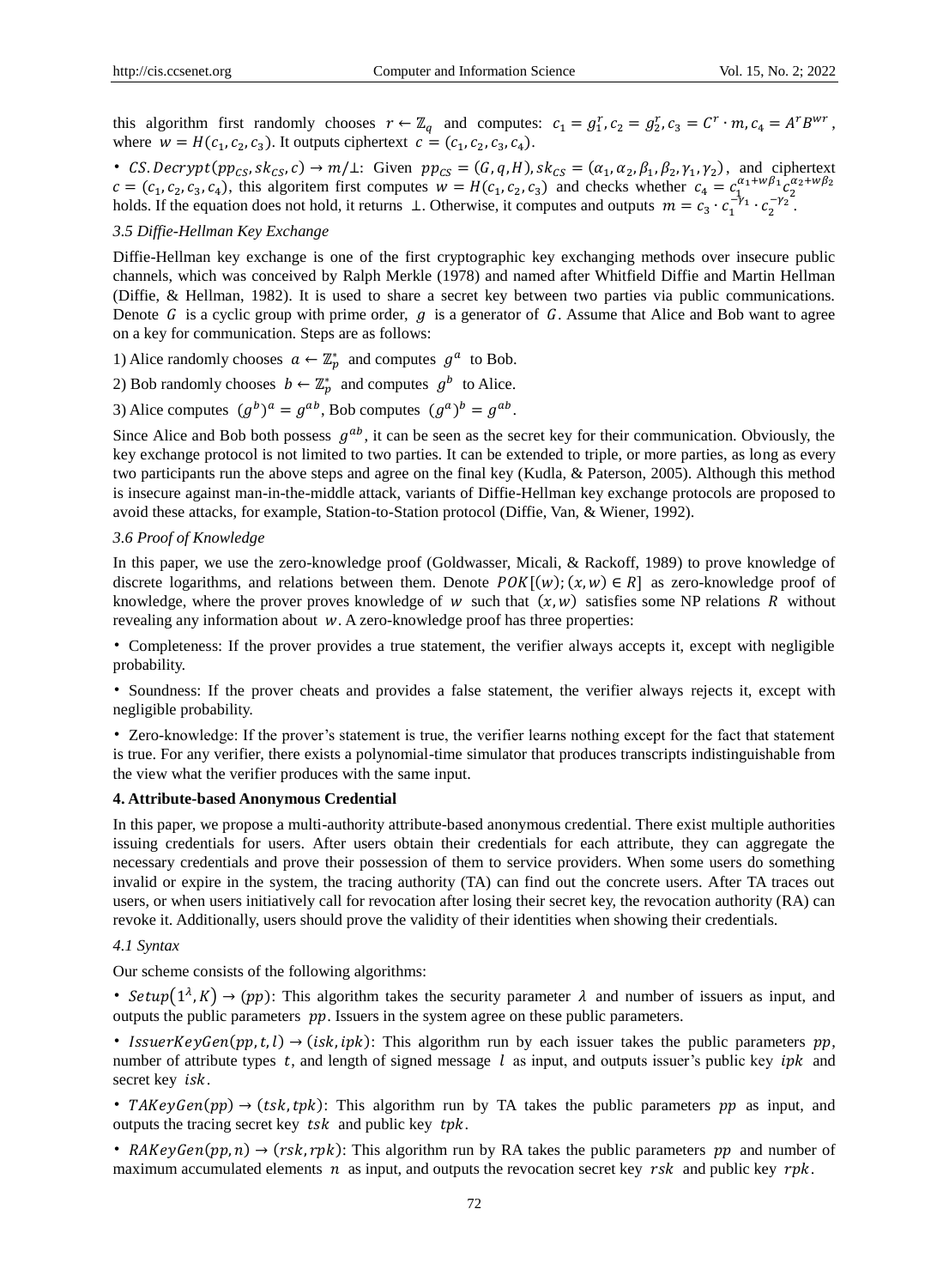this algorithm first randomly chooses $r \leftarrow \mathbb{Z}_q$ and computes: $c_1 = g_1^r, c_2 = g_2^r, c_3 = C^r \cdot m, c_4 = A^r B^{wr}$, where $w = H(c_1, c_2, c_3)$. It outputs ciphertext $c = (c_1, c_2, c_3, c_4)$.

• $CS.Decrypt(pp_{CS}, sk_{CS}, c) \rightarrow m/\perp$: Given $pp_{CS} = (G, q, H), sk_{CS} = (\alpha_1, \alpha_2, \beta_1, \beta_2, \gamma_1, \gamma_2)$, and ciphertext $c = (c_1, c_2, c_3, c_4)$, this algoritem first computes $w = H(c_1, c_2, c_3)$ and checks whether $c_4 = c_1^{\alpha_1 + w\beta_1} c_2^{\alpha_2 + w\beta_2}$ holds. If the equation does not hold, it returns $\perp$. Otherwise, it computes and outputs $m = c_3 \cdot c_1^{-\gamma_1} \cdot c_2^{-\gamma_2}$.

*3.5 Diffie-Hellman Key Exchange*

Diffie-Hellman key exchange is one of the first cryptographic key exchanging methods over insecure public channels, which was conceived by Ralph Merkle (1978) and named after Whitfield Diffie and Martin Hellman (Diffie, & Hellman, 1982). It is used to share a secret key between two parties via public communications. Denote $G$ is a cyclic group with prime order, $g$ is a generator of $G$. Assume that Alice and Bob want to agree on a key for communication. Steps are as follows:

1) Alice randomly chooses $a \leftarrow \mathbb{Z}_p^*$ and computes $g^a$ to Bob.

2) Bob randomly chooses $b \leftarrow \mathbb{Z}_p^*$ and computes $g^b$ to Alice.

3) Alice computes $(g^b)^a = g^{ab}$, Bob computes $(g^a)^b = g^{ab}$.

Since Alice and Bob both possess $g^{ab}$, it can be seen as the secret key for their communication. Obviously, the key exchange protocol is not limited to two parties. It can be extended to triple, or more parties, as long as every two participants run the above steps and agree on the final key (Kudla, & Paterson, 2005). Although this method is insecure against man-in-the-middle attack, variants of Diffie-Hellman key exchange protocols are proposed to avoid these attacks, for example, Station-to-Station protocol (Diffie, Van, & Wiener, 1992).

*3.6 Proof of Knowledge*

In this paper, we use the zero-knowledge proof (Goldwasser, Micali, & Rackoff, 1989) to prove knowledge of discrete logarithms, and relations between them. Denote $POK[(w); (x, w) \in R]$ as zero-knowledge proof of knowledge, where the prover proves knowledge of $w$ such that $(x, w)$ satisfies some NP relations $R$ without revealing any information about $w$. A zero-knowledge proof has three properties:

• Completeness: If the prover provides a true statement, the verifier always accepts it, except with negligible probability.

• Soundness: If the prover cheats and provides a false statement, the verifier always rejects it, except with negligible probability.

• Zero-knowledge: If the prover's statement is true, the verifier learns nothing except for the fact that statement is true. For any verifier, there exists a polynomial-time simulator that produces transcripts indistinguishable from the view what the verifier produces with the same input.

**4. Attribute-based Anonymous Credential**

In this paper, we propose a multi-authority attribute-based anonymous credential. There exist multiple authorities issuing credentials for users. After users obtain their credentials for each attribute, they can aggregate the necessary credentials and prove their possession of them to service providers. When some users do something invalid or expire in the system, the tracing authority (TA) can find out the concrete users. After TA traces out users, or when users initiatively call for revocation after losing their secret key, the revocation authority (RA) can revoke it. Additionally, users should prove the validity of their identities when showing their credentials.

*4.1 Syntax*

Our scheme consists of the following algorithms:

• $Setup(1^\lambda, K) \rightarrow (pp)$: This algorithm takes the security parameter $\lambda$ and number of issuers as input, and outputs the public parameters $pp$. Issuers in the system agree on these public parameters.

• $IssuerKeyGen(pp, t, l) \rightarrow (isk, ipk)$: This algorithm run by each issuer takes the public parameters $pp$, number of attribute types $t$, and length of signed message $l$ as input, and outputs issuer's public key $ipk$ and secret key $isk$.

• $TAKeyGen(pp) \rightarrow (tsk, tpk)$: This algorithm run by TA takes the public parameters $pp$ as input, and outputs the tracing secret key $tsk$ and public key $tpk$.

• $RAKeyGen(pp, n) \rightarrow (rsk, rpk)$: This algorithm run by RA takes the public parameters $pp$ and number of maximum accumulated elements $n$ as input, and outputs the revocation secret key $rsk$ and public key $rpk$.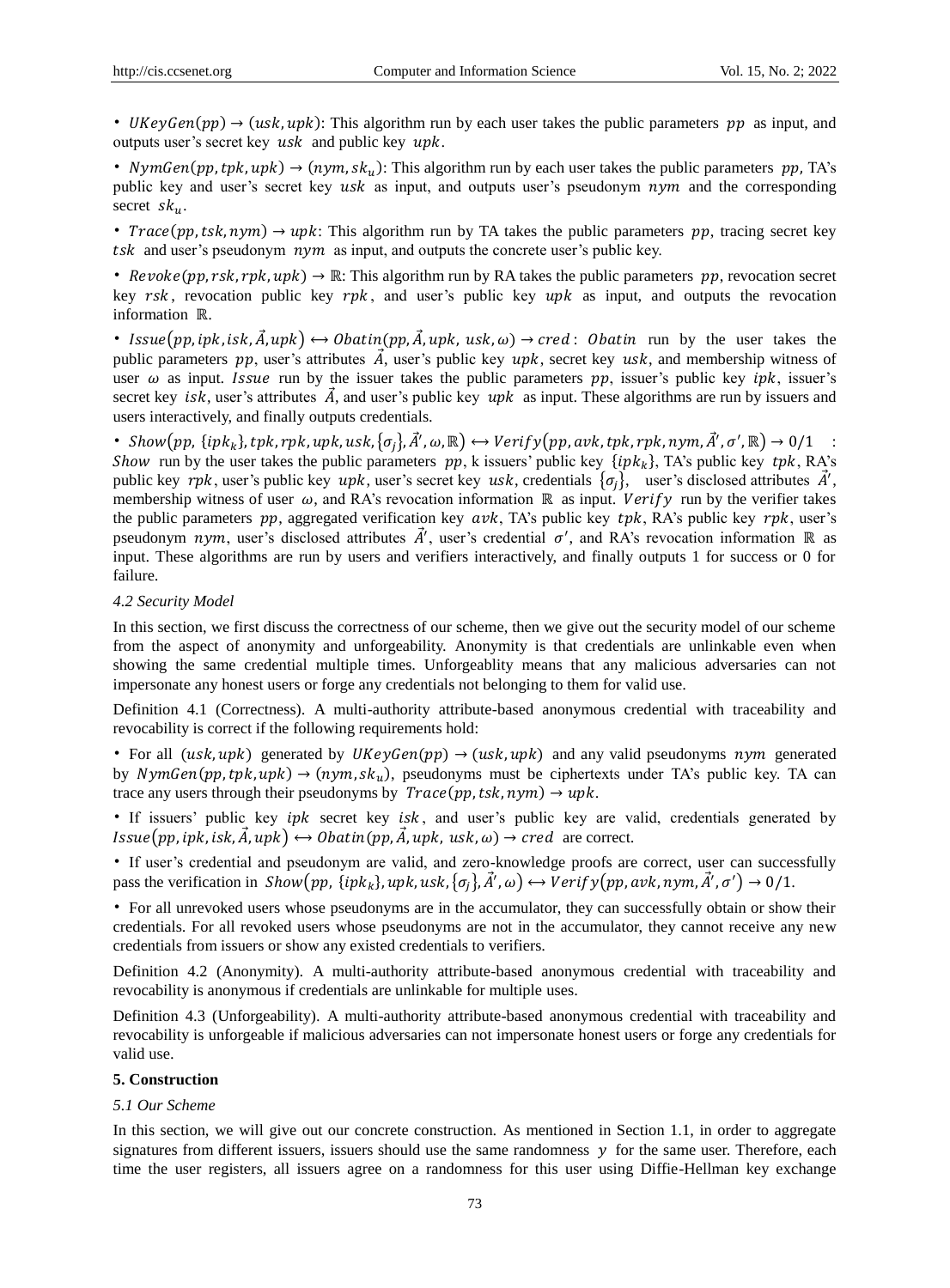• $UKeyGen(pp) \rightarrow (usk, upk)$: This algorithm run by each user takes the public parameters $pp$ as input, and outputs user's secret key $usk$ and public key $upk$.

• $NymGen(pp, tpk, upk) \rightarrow (nym, sk_u)$: This algorithm run by each user takes the public parameters $pp$, TA's public key and user's secret key $usk$ as input, and outputs user's pseudonym $nym$ and the corresponding secret $sk_u$.

• $Trace(pp, tsk, nym) \rightarrow upk$: This algorithm run by TA takes the public parameters $pp$, tracing secret key $tsk$ and user's pseudonym $nym$ as input, and outputs the concrete user's public key.

• $Revoke(pp, rsk, rpk, upk) \rightarrow \mathbb{R}$: This algorithm run by RA takes the public parameters $pp$, revocation secret key $rsk$, revocation public key $rpk$, and user's public key $upk$ as input, and outputs the revocation information $\mathbb{R}$.

• $Issue(pp, ipk, isk, \vec{A}, upk) \leftrightarrow Obatin(pp, \vec{A}, upk, usk, \omega) \rightarrow cred$: $Obatin$ run by the user takes the public parameters $pp$, user's attributes $\vec{A}$, user's public key $upk$, secret key $usk$, and membership witness of user $\omega$ as input. $Issue$ run by the issuer takes the public parameters $pp$, issuer's public key $ipk$, issuer's secret key $isk$, user's attributes $\vec{A}$, and user's public key $upk$ as input. These algorithms are run by issuers and users interactively, and finally outputs credentials.

• $Show(pp, \{ipk_k\}, tpk, rpk, upk, usk, \{\sigma_j\}, \vec{A}', \omega, \mathbb{R}) \leftrightarrow Verify(pp, avk, tpk, rpk, nym, \vec{A}', \sigma', \mathbb{R}) \rightarrow 0/1$ : $Show$ run by the user takes the public parameters $pp$, k issuers' public key $\{ipk_k\}$, TA's public key $tpk$, RA's public key $rpk$, user's public key $upk$, user's secret key $usk$, credentials $\{\sigma_j\}$, user's disclosed attributes $\vec{A}'$, membership witness of user $\omega$, and RA's revocation information $\mathbb{R}$ as input. $Verify$ run by the verifier takes the public parameters $pp$, aggregated verification key $avk$, TA's public key $tpk$, RA's public key $rpk$, user's pseudonym $nym$, user's disclosed attributes $\vec{A}'$, user's credential $\sigma'$, and RA's revocation information $\mathbb{R}$ as input. These algorithms are run by users and verifiers interactively, and finally outputs 1 for success or 0 for failure.

### 4.2 Security Model

In this section, we first discuss the correctness of our scheme, then we give out the security model of our scheme from the aspect of anonymity and unforgeability. Anonymity is that credentials are unlinkable even when showing the same credential multiple times. Unforgeablity means that any malicious adversaries can not impersonate any honest users or forge any credentials not belonging to them for valid use.

Definition 4.1 (Correctness). A multi-authority attribute-based anonymous credential with traceability and revocability is correct if the following requirements hold:

• For all $(usk, upk)$ generated by $UKeyGen(pp) \rightarrow (usk, upk)$ and any valid pseudonyms $nym$ generated by $NymGen(pp, tpk, upk) \rightarrow (nym, sk_u)$, pseudonyms must be ciphertexts under TA's public key. TA can trace any users through their pseudonyms by $Trace(pp, tsk, nym) \rightarrow upk$.

• If issuers' public key $ipk$ secret key $isk$, and user's public key are valid, credentials generated by $Issue(pp, ipk, isk, \vec{A}, upk) \leftrightarrow Obatin(pp, \vec{A}, upk, usk, \omega) \rightarrow cred$ are correct.

• If user's credential and pseudonym are valid, and zero-knowledge proofs are correct, user can successfully pass the verification in $Show(pp, \{ipk_k\}, upk, usk, \{\sigma_j\}, \vec{A}', \omega) \leftrightarrow Verify(pp, avk, nym, \vec{A}', \sigma') \rightarrow 0/1$.

• For all unrevoked users whose pseudonyms are in the accumulator, they can successfully obtain or show their credentials. For all revoked users whose pseudonyms are not in the accumulator, they cannot receive any new credentials from issuers or show any existed credentials to verifiers.

Definition 4.2 (Anonymity). A multi-authority attribute-based anonymous credential with traceability and revocability is anonymous if credentials are unlinkable for multiple uses.

Definition 4.3 (Unforgeability). A multi-authority attribute-based anonymous credential with traceability and revocability is unforgeable if malicious adversaries can not impersonate honest users or forge any credentials for valid use.

## 5. Construction

### 5.1 Our Scheme

In this section, we will give out our concrete construction. As mentioned in Section 1.1, in order to aggregate signatures from different issuers, issuers should use the same randomness $y$ for the same user. Therefore, each time the user registers, all issuers agree on a randomness for this user using Diffie-Hellman key exchange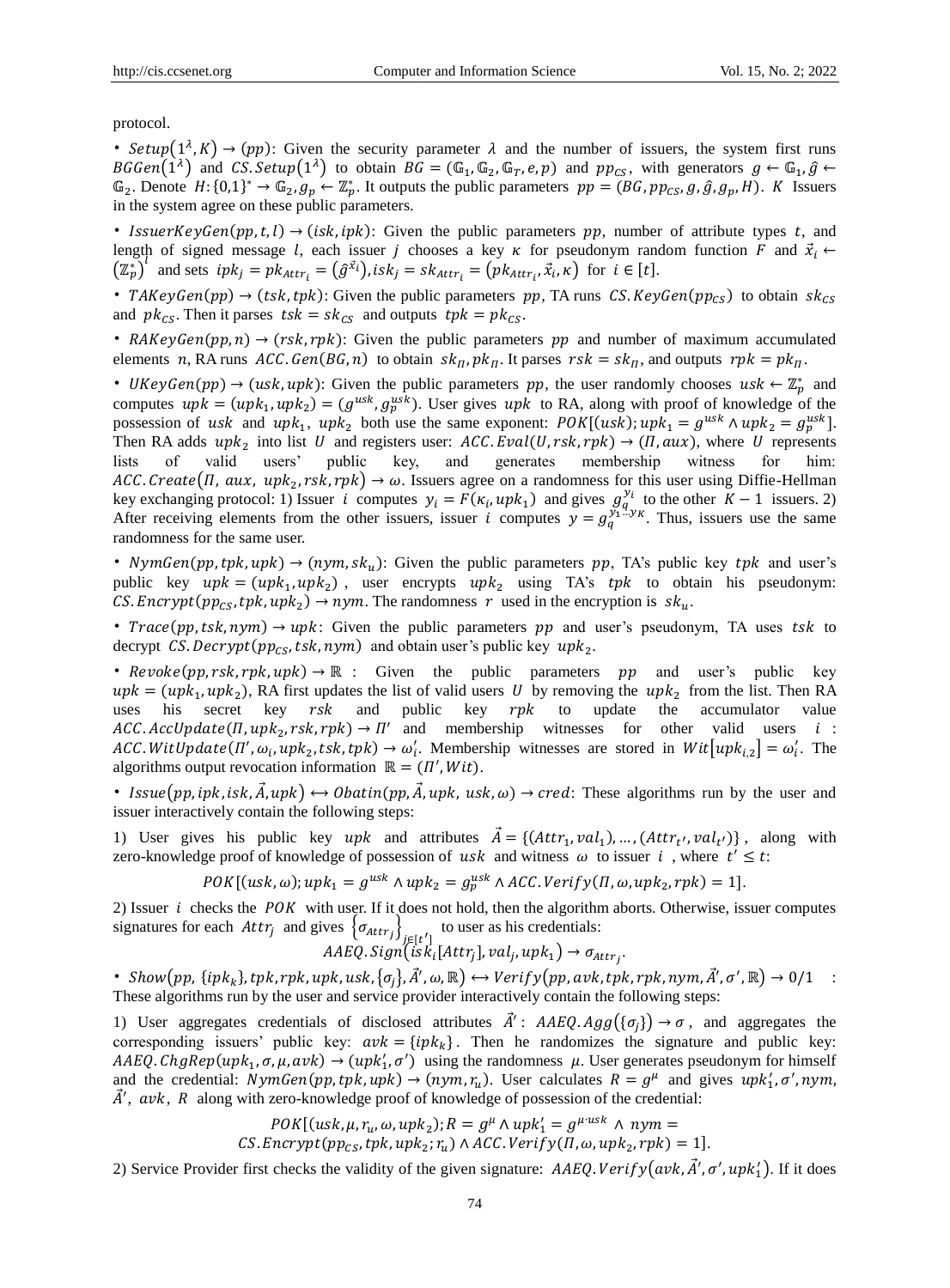protocol.

• $Setup(1^\lambda, K) \to (pp)$: Given the security parameter $\lambda$ and the number of issuers, the system first runs $BGGen(1^\lambda)$ and $CS.Setup(1^\lambda)$ to obtain $BG = (\mathbb{G}_1, \mathbb{G}_2, \mathbb{G}_T, e, p)$ and $pp_{CS}$, with generators $g \leftarrow \mathbb{G}_1, \hat{g} \leftarrow \mathbb{G}_2$. Denote $H: \{0,1\}^* \to \mathbb{G}_2, g_p \leftarrow \mathbb{Z}_p^*$. It outputs the public parameters $pp = (BG, pp_{CS}, g, \hat{g}, g_p, H)$. $K$ Issuers in the system agree on these public parameters.

• $IssuerKeyGen(pp, t, l) \to (isk, ipk)$: Given the public parameters $pp$, number of attribute types $t$, and length of signed message $l$, each issuer $j$ chooses a key $\kappa$ for pseudonym random function $F$ and $\vec{x}_i \leftarrow (\mathbb{Z}_p^*)^l$ and sets $ipk_j = pk_{Attr_i} = (\hat{g}^{\vec{x}_i}), isk_j = sk_{Attr_i} = (pk_{Attr_i}, \vec{x}_i, \kappa)$ for $i \in [t]$.

• $TAKeyGen(pp) \to (tsk, tpk)$: Given the public parameters $pp$, TA runs $CS.KeyGen(pp_{CS})$ to obtain $sk_{CS}$ and $pk_{CS}$. Then it parses $tsk = sk_{CS}$ and outputs $tpk = pk_{CS}$.

• $RAKeyGen(pp, n) \to (rsk, rpk)$: Given the public parameters $pp$ and number of maximum accumulated elements $n$, RA runs $ACC.Gen(BG, n)$ to obtain $sk_\Pi, pk_\Pi$. It parses $rsk = sk_\Pi$, and outputs $rpk = pk_\Pi$.

• $UKeyGen(pp) \to (usk, upk)$: Given the public parameters $pp$, the user randomly chooses $usk \leftarrow \mathbb{Z}_p^*$ and computes $upk = (upk_1, upk_2) = (g^{usk}, g_p^{usk})$. User gives $upk$ to RA, along with proof of knowledge of the possession of $usk$ and $upk_1$, $upk_2$ both use the same exponent: $POK[(usk); upk_1 = g^{usk} \wedge upk_2 = g_p^{usk}]$. Then RA adds $upk_2$ into list $U$ and registers user: $ACC.Eval(U, rsk, rpk) \to (\Pi, aux)$, where $U$ represents lists of valid users' public key, and generates membership witness for him: $ACC.Create(\Pi, aux, upk_2, rsk, rpk) \to \omega$. Issuers agree on a randomness for this user using Diffie-Hellman key exchanging protocol: 1) Issuer $i$ computes $y_i = F(\kappa_i, upk_1)$ and gives $g_q^{y_i}$ to the other $K-1$ issuers. 2) After receiving elements from the other issuers, issuer $i$ computes $y = g_q^{y_1 \dots y_K}$. Thus, issuers use the same randomness for the same user.

• $NymGen(pp, tpk, upk) \to (nym, sk_u)$: Given the public parameters $pp$, TA's public key $tpk$ and user's public key $upk = (upk_1, upk_2)$, user encrypts $upk_2$ using TA's $tpk$ to obtain his pseudonym: $CS.Encrypt(pp_{CS}, tpk, upk_2) \to nym$. The randomness $r$ used in the encryption is $sk_u$.

• $Trace(pp, tsk, nym) \to upk$: Given the public parameters $pp$ and user's pseudonym, TA uses $tsk$ to decrypt $CS.Decrypt(pp_{CS}, tsk, nym)$ and obtain user's public key $upk_2$.

• $Revoke(pp, rsk, rpk, upk) \to \mathbb{R}$ : Given the public parameters $pp$ and user's public key $upk = (upk_1, upk_2)$, RA first updates the list of valid users $U$ by removing the $upk_2$ from the list. Then RA uses his secret key $rsk$ and public key $rpk$ to update the accumulator value $ACC.AccUpdate(\Pi, upk_2, rsk, rpk) \to \Pi'$ and membership witnesses for other valid users $i$ : $ACC.WitUpdate(\Pi', \omega_i, upk_2, tsk, tpk) \to \omega_i'$. Membership witnesses are stored in $Wit[upk_{i,2}] = \omega_i'$. The algorithms output revocation information $\mathbb{R} = (\Pi', Wit)$.

• $Issue(pp, ipk, isk, \vec{A}, upk) \leftrightarrow Obatin(pp, \vec{A}, upk, usk, \omega) \to cred$: These algorithms run by the user and issuer interactively contain the following steps:

1) User gives his public key $upk$ and attributes $\vec{A} = \{(Attr_1, val_1), \dots, (Attr_{t'}, val_{t'})\}$, along with zero-knowledge proof of knowledge of possession of $usk$ and witness $\omega$ to issuer $i$ , where $t' \le t$:

$$POK[(usk, \omega); upk_1 = g^{usk} \wedge upk_2 = g_p^{usk} \wedge ACC.Verify(\Pi, \omega, upk_2, rpk) = 1].$$

2) Issuer $i$ checks the $POK$ with user. If it does not hold, then the algorithm aborts. Otherwise, issuer computes signatures for each $Attr_j$ and gives $\{\sigma_{Attr_j}\}_{j \in [t']}$ to user as his credentials:

$$AAEQ.Sign(isk_i[Attr_j], val_j, upk_1) \to \sigma_{Attr_j}.$$

• $Show(pp, \{ipk_k\}, tpk, rpk, upk, usk, \{\sigma_j\}, \vec{A}', \omega, \mathbb{R}) \leftrightarrow Verify(pp, avk, tpk, rpk, nym, \vec{A}', \sigma', \mathbb{R}) \to 0/1$ : These algorithms run by the user and service provider interactively contain the following steps:

1) User aggregates credentials of disclosed attributes $\vec{A}'$: $AAEQ.Agg(\{\sigma_j\}) \to \sigma$, and aggregates the corresponding issuers' public key: $avk = \{ipk_k\}$. Then he randomizes the signature and public key: $AAEQ.ChgRep(upk_1, \sigma, \mu, avk) \to (upk_1', \sigma')$ using the randomness $\mu$. User generates pseudonym for himself and the credential: $NymGen(pp, tpk, upk) \to (nym, r_u)$. User calculates $R = g^\mu$ and gives $upk_1', \sigma', nym$, $\vec{A}'$, $avk$, $R$ along with zero-knowledge proof of knowledge of possession of the credential:

$$POK[(usk, \mu, r_u, \omega, upk_2); R = g^\mu \wedge upk_1' = g^{\mu \cdot usk} \wedge nym = CS.Encrypt(pp_{CS}, tpk, upk_2; r_u) \wedge ACC.Verify(\Pi, \omega, upk_2, rpk) = 1].$$

2) Service Provider first checks the validity of the given signature: $AAEQ.Verify(avk, \vec{A}', \sigma', upk_1')$. If it does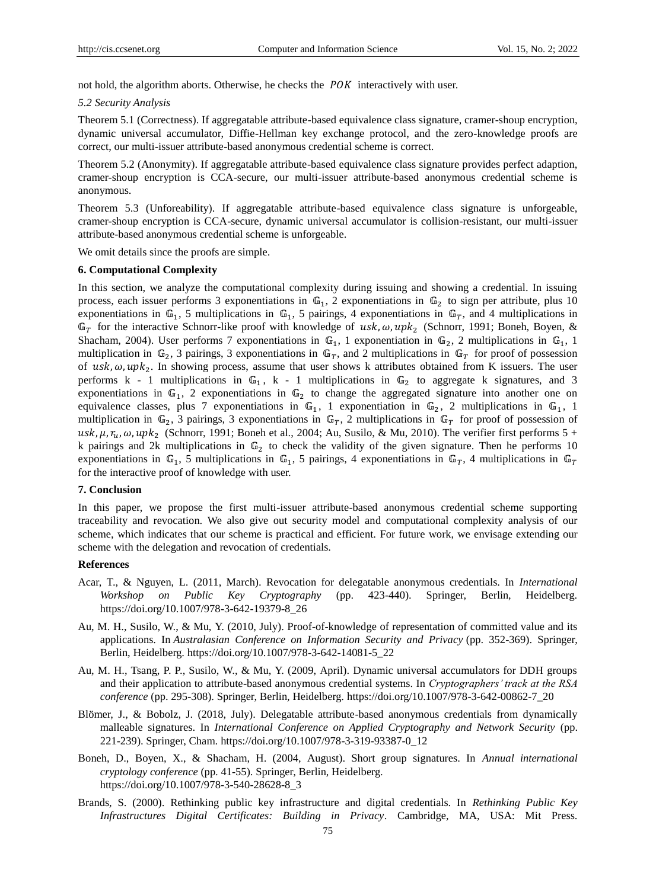not hold, the algorithm aborts. Otherwise, he checks the $POK$ interactively with user.

*5.2 Security Analysis*

Theorem 5.1 (Correctness). If aggregatable attribute-based equivalence class signature, cramer-shoup encryption, dynamic universal accumulator, Diffie-Hellman key exchange protocol, and the zero-knowledge proofs are correct, our multi-issuer attribute-based anonymous credential scheme is correct.

Theorem 5.2 (Anonymity). If aggregatable attribute-based equivalence class signature provides perfect adaption, cramer-shoup encryption is CCA-secure, our multi-issuer attribute-based anonymous credential scheme is anonymous.

Theorem 5.3 (Unforeability). If aggregatable attribute-based equivalence class signature is unforgeable, cramer-shoup encryption is CCA-secure, dynamic universal accumulator is collision-resistant, our multi-issuer attribute-based anonymous credential scheme is unforgeable.

We omit details since the proofs are simple.

## 6. Computational Complexity

In this section, we analyze the computational complexity during issuing and showing a credential. In issuing process, each issuer performs 3 exponentiations in $\mathbb{G}_1$, 2 exponentiations in $\mathbb{G}_2$ to sign per attribute, plus 10 exponentiations in $\mathbb{G}_1$, 5 multiplications in $\mathbb{G}_1$, 5 pairings, 4 exponentiations in $\mathbb{G}_T$, and 4 multiplications in $\mathbb{G}_T$ for the interactive Schnorr-like proof with knowledge of $usk, \omega, upk_2$ (Schnorr, 1991; Boneh, Boyen, & Shacham, 2004). User performs 7 exponentiations in $\mathbb{G}_1$, 1 exponentiation in $\mathbb{G}_2$, 2 multiplications in $\mathbb{G}_1$, 1 multiplication in $\mathbb{G}_2$, 3 pairings, 3 exponentiations in $\mathbb{G}_T$, and 2 multiplications in $\mathbb{G}_T$ for proof of possession of $usk, \omega, upk_2$. In showing process, assume that user shows k attributes obtained from K issuers. The user performs k - 1 multiplications in $\mathbb{G}_1$, k - 1 multiplications in $\mathbb{G}_2$ to aggregate k signatures, and 3 exponentiations in $\mathbb{G}_1$, 2 exponentiations in $\mathbb{G}_2$ to change the aggregated signature into another one on equivalence classes, plus 7 exponentiations in $\mathbb{G}_1$, 1 exponentiation in $\mathbb{G}_2$, 2 multiplications in $\mathbb{G}_1$, 1 multiplication in $\mathbb{G}_2$, 3 pairings, 3 exponentiations in $\mathbb{G}_T$, 2 multiplications in $\mathbb{G}_T$ for proof of possession of $usk, \mu, r_u, \omega, upk_2$ (Schnorr, 1991; Boneh et al., 2004; Au, Susilo, & Mu, 2010). The verifier first performs 5 + k pairings and 2k multiplications in $\mathbb{G}_2$ to check the validity of the given signature. Then he performs 10 exponentiations in $\mathbb{G}_1$, 5 multiplications in $\mathbb{G}_1$, 5 pairings, 4 exponentiations in $\mathbb{G}_T$, 4 multiplications in $\mathbb{G}_T$ for the interactive proof of knowledge with user.

## 7. Conclusion

In this paper, we propose the first multi-issuer attribute-based anonymous credential scheme supporting traceability and revocation. We also give out security model and computational complexity analysis of our scheme, which indicates that our scheme is practical and efficient. For future work, we envisage extending our scheme with the delegation and revocation of credentials.

## References

Acar, T., & Nguyen, L. (2011, March). Revocation for delegatable anonymous credentials. In *International Workshop on Public Key Cryptography* (pp. 423-440). Springer, Berlin, Heidelberg. https://doi.org/10.1007/978-3-642-19379-8_26

Au, M. H., Susilo, W., & Mu, Y. (2010, July). Proof-of-knowledge of representation of committed value and its applications. In *Australasian Conference on Information Security and Privacy* (pp. 352-369). Springer, Berlin, Heidelberg. https://doi.org/10.1007/978-3-642-14081-5_22

Au, M. H., Tsang, P. P., Susilo, W., & Mu, Y. (2009, April). Dynamic universal accumulators for DDH groups and their application to attribute-based anonymous credential systems. In *Cryptographers' track at the RSA conference* (pp. 295-308). Springer, Berlin, Heidelberg. https://doi.org/10.1007/978-3-642-00862-7_20

Blömer, J., & Bobolz, J. (2018, July). Delegatable attribute-based anonymous credentials from dynamically malleable signatures. In *International Conference on Applied Cryptography and Network Security* (pp. 221-239). Springer, Cham. https://doi.org/10.1007/978-3-319-93387-0_12

Boneh, D., Boyen, X., & Shacham, H. (2004, August). Short group signatures. In *Annual international cryptology conference* (pp. 41-55). Springer, Berlin, Heidelberg. https://doi.org/10.1007/978-3-540-28628-8_3

Brands, S. (2000). Rethinking public key infrastructure and digital credentials. In *Rethinking Public Key Infrastructures Digital Certificates: Building in Privacy*. Cambridge, MA, USA: Mit Press.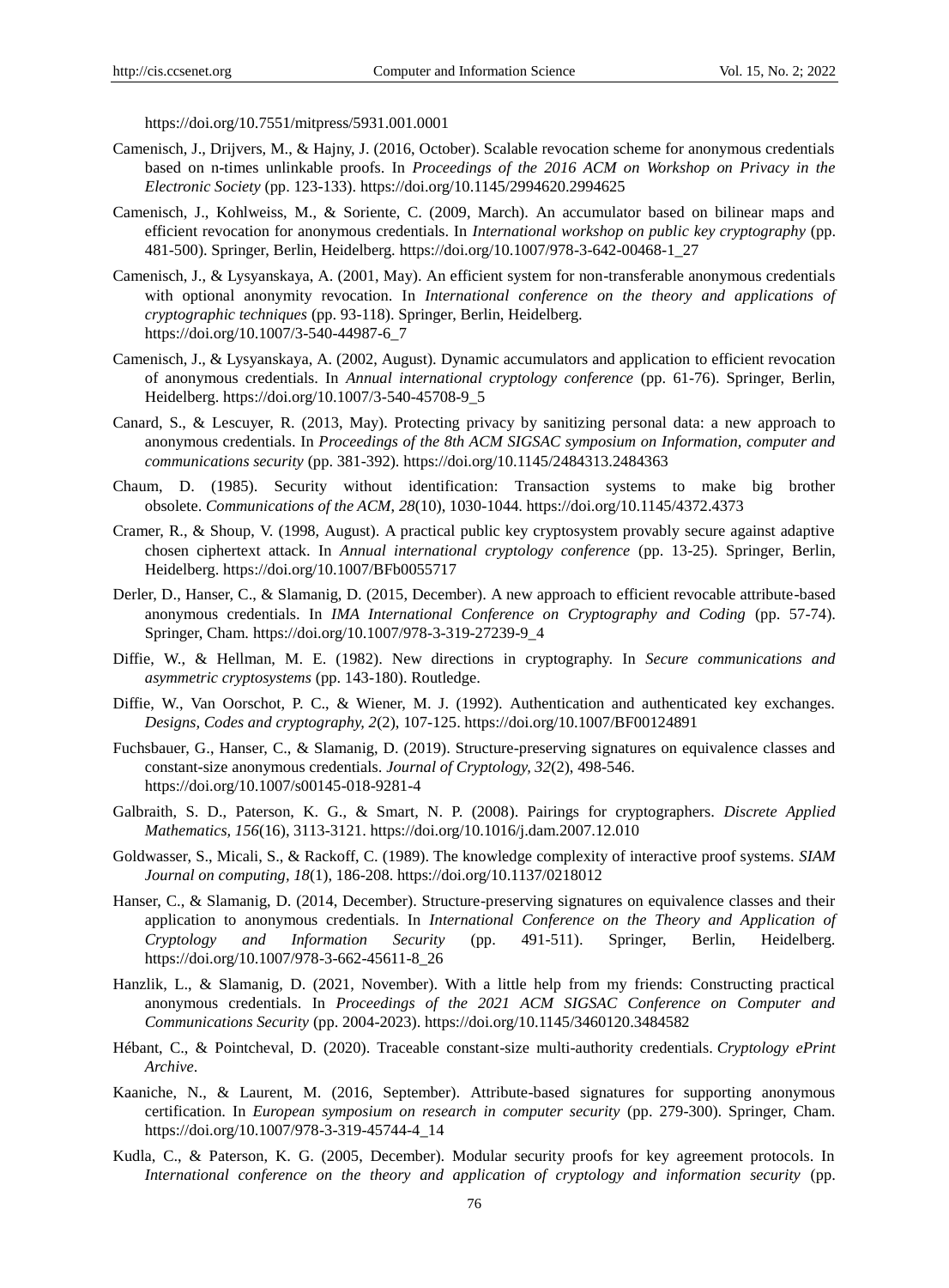https://doi.org/10.7551/mitpress/5931.001.0001

Camenisch, J., Drijvers, M., & Hajny, J. (2016, October). Scalable revocation scheme for anonymous credentials based on n-times unlinkable proofs. In *Proceedings of the 2016 ACM on Workshop on Privacy in the Electronic Society* (pp. 123-133). https://doi.org/10.1145/2994620.2994625

Camenisch, J., Kohlweiss, M., & Soriente, C. (2009, March). An accumulator based on bilinear maps and efficient revocation for anonymous credentials. In *International workshop on public key cryptography* (pp. 481-500). Springer, Berlin, Heidelberg. https://doi.org/10.1007/978-3-642-00468-1_27

Camenisch, J., & Lysyanskaya, A. (2001, May). An efficient system for non-transferable anonymous credentials with optional anonymity revocation. In *International conference on the theory and applications of cryptographic techniques* (pp. 93-118). Springer, Berlin, Heidelberg. https://doi.org/10.1007/3-540-44987-6_7

Camenisch, J., & Lysyanskaya, A. (2002, August). Dynamic accumulators and application to efficient revocation of anonymous credentials. In *Annual international cryptology conference* (pp. 61-76). Springer, Berlin, Heidelberg. https://doi.org/10.1007/3-540-45708-9_5

Canard, S., & Lescuyer, R. (2013, May). Protecting privacy by sanitizing personal data: a new approach to anonymous credentials. In *Proceedings of the 8th ACM SIGSAC symposium on Information, computer and communications security* (pp. 381-392). https://doi.org/10.1145/2484313.2484363

Chaum, D. (1985). Security without identification: Transaction systems to make big brother obsolete. *Communications of the ACM, 28*(10), 1030-1044. https://doi.org/10.1145/4372.4373

Cramer, R., & Shoup, V. (1998, August). A practical public key cryptosystem provably secure against adaptive chosen ciphertext attack. In *Annual international cryptology conference* (pp. 13-25). Springer, Berlin, Heidelberg. https://doi.org/10.1007/BFb0055717

Derler, D., Hanser, C., & Slamanig, D. (2015, December). A new approach to efficient revocable attribute-based anonymous credentials. In *IMA International Conference on Cryptography and Coding* (pp. 57-74). Springer, Cham. https://doi.org/10.1007/978-3-319-27239-9_4

Diffie, W., & Hellman, M. E. (1982). New directions in cryptography. In *Secure communications and asymmetric cryptosystems* (pp. 143-180). Routledge.

Diffie, W., Van Oorschot, P. C., & Wiener, M. J. (1992). Authentication and authenticated key exchanges. *Designs, Codes and cryptography, 2*(2), 107-125. https://doi.org/10.1007/BF00124891

Fuchsbauer, G., Hanser, C., & Slamanig, D. (2019). Structure-preserving signatures on equivalence classes and constant-size anonymous credentials. *Journal of Cryptology, 32*(2), 498-546. https://doi.org/10.1007/s00145-018-9281-4

Galbraith, S. D., Paterson, K. G., & Smart, N. P. (2008). Pairings for cryptographers. *Discrete Applied Mathematics, 156*(16), 3113-3121. https://doi.org/10.1016/j.dam.2007.12.010

Goldwasser, S., Micali, S., & Rackoff, C. (1989). The knowledge complexity of interactive proof systems. *SIAM Journal on computing, 18*(1), 186-208. https://doi.org/10.1137/0218012

Hanser, C., & Slamanig, D. (2014, December). Structure-preserving signatures on equivalence classes and their application to anonymous credentials. In *International Conference on the Theory and Application of Cryptology and Information Security* (pp. 491-511). Springer, Berlin, Heidelberg. https://doi.org/10.1007/978-3-662-45611-8_26

Hanzlik, L., & Slamanig, D. (2021, November). With a little help from my friends: Constructing practical anonymous credentials. In *Proceedings of the 2021 ACM SIGSAC Conference on Computer and Communications Security* (pp. 2004-2023). https://doi.org/10.1145/3460120.3484582

Hébant, C., & Pointcheval, D. (2020). Traceable constant-size multi-authority credentials. *Cryptology ePrint Archive*.

Kaaniche, N., & Laurent, M. (2016, September). Attribute-based signatures for supporting anonymous certification. In *European symposium on research in computer security* (pp. 279-300). Springer, Cham. https://doi.org/10.1007/978-3-319-45744-4_14

Kudla, C., & Paterson, K. G. (2005, December). Modular security proofs for key agreement protocols. In *International conference on the theory and application of cryptology and information security* (pp.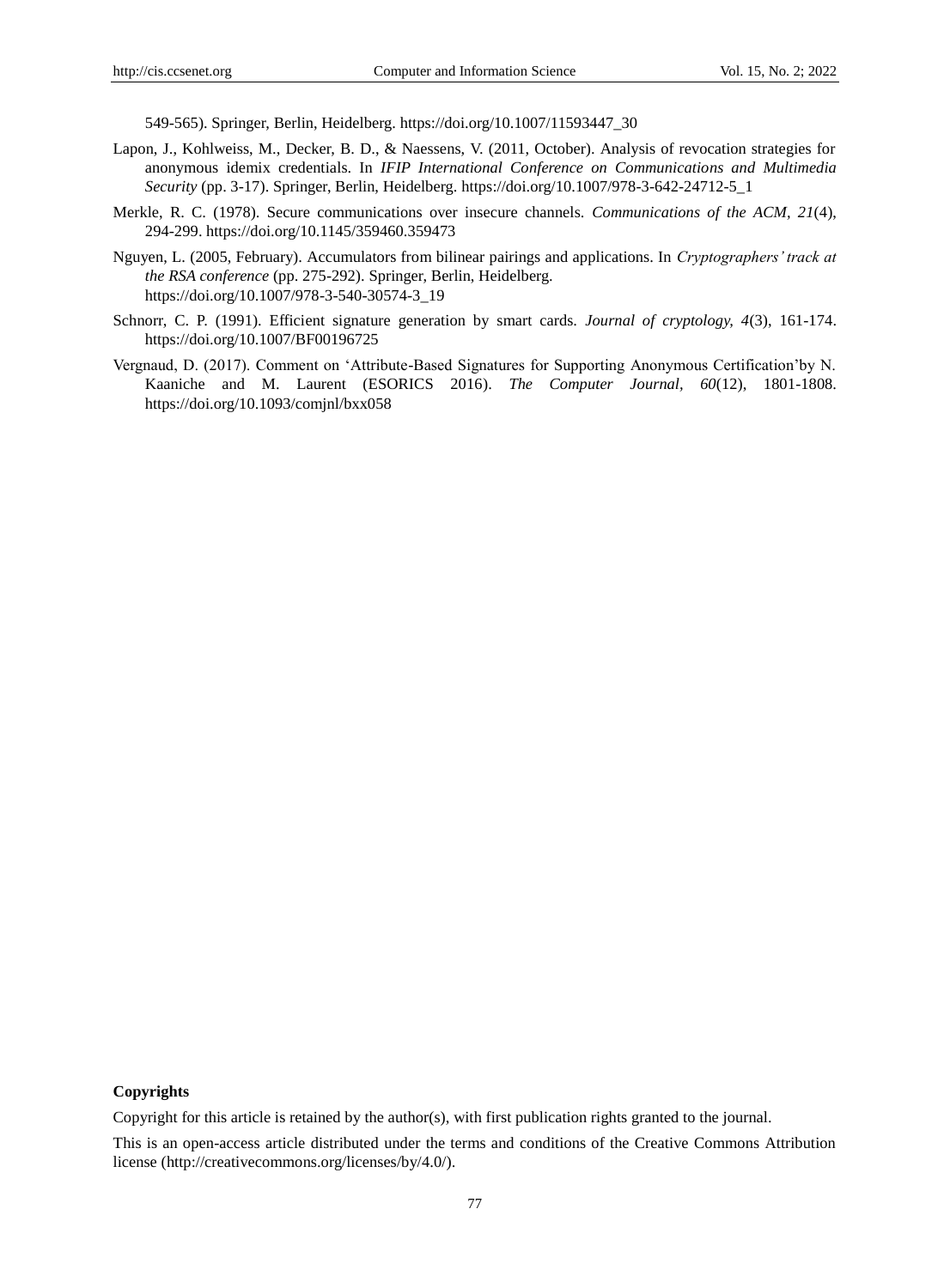549-565). Springer, Berlin, Heidelberg. https://doi.org/10.1007/11593447_30

Lapon, J., Kohlweiss, M., Decker, B. D., & Naessens, V. (2011, October). Analysis of revocation strategies for anonymous idemix credentials. In *IFIP International Conference on Communications and Multimedia Security* (pp. 3-17). Springer, Berlin, Heidelberg. https://doi.org/10.1007/978-3-642-24712-5_1

Merkle, R. C. (1978). Secure communications over insecure channels. *Communications of the ACM, 21*(4), 294-299. https://doi.org/10.1145/359460.359473

Nguyen, L. (2005, February). Accumulators from bilinear pairings and applications. In *Cryptographers' track at the RSA conference* (pp. 275-292). Springer, Berlin, Heidelberg. https://doi.org/10.1007/978-3-540-30574-3_19

Schnorr, C. P. (1991). Efficient signature generation by smart cards. *Journal of cryptology, 4*(3), 161-174. https://doi.org/10.1007/BF00196725

Vergnaud, D. (2017). Comment on 'Attribute-Based Signatures for Supporting Anonymous Certification'by N. Kaaniche and M. Laurent (ESORICS 2016). *The Computer Journal, 60*(12), 1801-1808. https://doi.org/10.1093/comjnl/bxx058

**Copyrights**

Copyright for this article is retained by the author(s), with first publication rights granted to the journal.

This is an open-access article distributed under the terms and conditions of the Creative Commons Attribution license (http://creativecommons.org/licenses/by/4.0/).